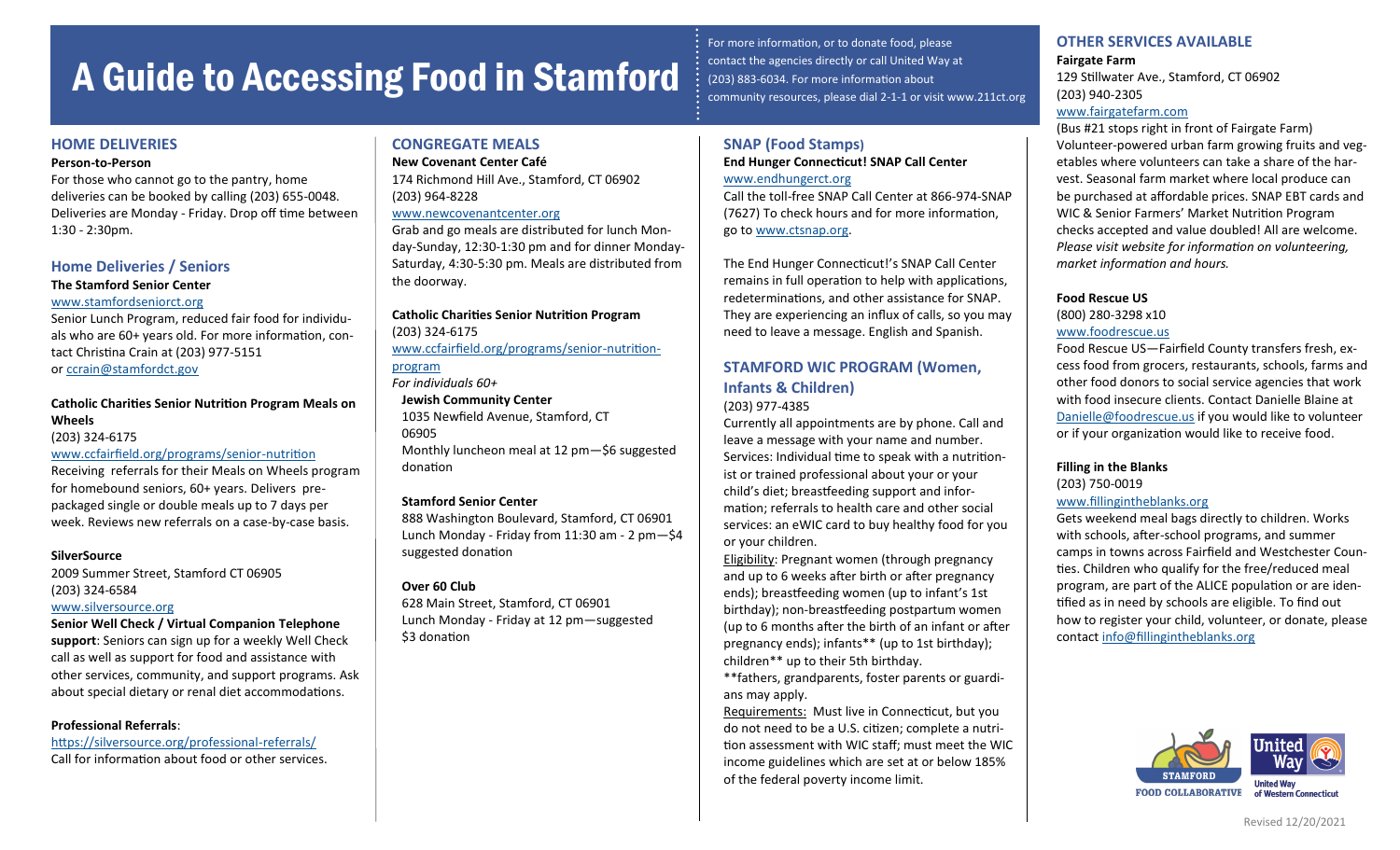# A Guide to Accessing Food in Stamford

For more information, or to donate food, please contact the agencies directly or call United Way at (203) 883-6034. For more information about community resources, please dial 2-1-1 or visit www.211ct.org

## HOME DELIVERIES

**Person-to-Person**

For those who cannot go to the pantry, home deliveries can be booked by calling (203) 655-0048. Deliveries are Monday - Friday. Drop off time between 1:30 - 2:30pm.

## Home Deliveries / Seniors

**The Stamford Senior Center**

www.stamfordseniorct.org

Senior Lunch Program, reduced fair food for individuals who are 60+ years old. For more information, contact Christina Crain at (203) 977-5151 or ccrain@stamfordct.gov

**Catholic Charities Senior Nutrition Program Meals on Wheels**

(203) 324-6175

www.ccfairfield.org/programs/senior-nutrition

Receiving referrals for their Meals on Wheels program for homebound seniors, 60+ years. Delivers prepackaged single or double meals up to 7 days per week. Reviews new referrals on a case-by-case basis.

**SilverSource**

2009 Summer Street, Stamford CT 06905

(203) 324-6584

www.silversource.org

**Senior Well Check / Virtual Companion Telephone support**: Seniors can sign up for a weekly Well Check call as well as support for food and assistance with other services, community, and support programs. Ask about special dietary or renal diet accommodations.

**Professional Referrals**:

https://silversource.org/professional-referrals/

Call for information about food or other services.

## CONGREGATE MEALS

**New Covenant Center Café**

174 Richmond Hill Ave., Stamford, CT 06902

(203) 964-8228

www.newcovenantcenter.org

Grab and go meals are distributed for lunch Monday-Sunday, 12:30-1:30 pm and for dinner Monday-Saturday, 4:30-5:30 pm. Meals are distributed from the doorway.

**Catholic Charities Senior Nutrition Program**

(203) 324-6175

www.ccfairfield.org/programs/senior-nutrition-program

*For individuals 60+*

**Jewish Community Center**

1035 Newfield Avenue, Stamford, CT 06905

Monthly luncheon meal at 12 pm—$6 suggested donation

**Stamford Senior Center**

888 Washington Boulevard, Stamford, CT 06901

Lunch Monday - Friday from 11:30 am - 2 pm—$4 suggested donation

**Over 60 Club**

628 Main Street, Stamford, CT 06901

Lunch Monday - Friday at 12 pm—suggested $3 donation

## SNAP (Food Stamps)

**End Hunger Connecticut! SNAP Call Center**

www.endhungerct.org

Call the toll-free SNAP Call Center at 866-974-SNAP (7627) To check hours and for more information, go to www.ctsnap.org.

The End Hunger Connecticut!'s SNAP Call Center remains in full operation to help with applications, redeterminations, and other assistance for SNAP. They are experiencing an influx of calls, so you may need to leave a message. English and Spanish.

## STAMFORD WIC PROGRAM (Women, Infants & Children)

(203) 977-4385

Currently all appointments are by phone. Call and leave a message with your name and number. Services: Individual time to speak with a nutritionist or trained professional about your or your child's diet; breastfeeding support and information; referrals to health care and other social services: an eWIC card to buy healthy food for you or your children.

Eligibility: Pregnant women (through pregnancy and up to 6 weeks after birth or after pregnancy ends); breastfeeding women (up to infant's 1st birthday); non-breastfeeding postpartum women (up to 6 months after the birth of an infant or after pregnancy ends); infants** (up to 1st birthday); children** up to their 5th birthday.

**fathers, grandparents, foster parents or guardians may apply.

Requirements: Must live in Connecticut, but you do not need to be a U.S. citizen; complete a nutrition assessment with WIC staff; must meet the WIC income guidelines which are set at or below 185% of the federal poverty income limit.

## OTHER SERVICES AVAILABLE

**Fairgate Farm**

129 Stillwater Ave., Stamford, CT 06902

(203) 940-2305

www.fairgatefarm.com

(Bus #21 stops right in front of Fairgate Farm) Volunteer-powered urban farm growing fruits and vegetables where volunteers can take a share of the harvest. Seasonal farm market where local produce can be purchased at affordable prices. SNAP EBT cards and WIC & Senior Farmers' Market Nutrition Program checks accepted and value doubled! All are welcome. *Please visit website for information on volunteering, market information and hours.*

**Food Rescue US**

(800) 280-3298 x10

www.foodrescue.us

Food Rescue US—Fairfield County transfers fresh, excess food from grocers, restaurants, schools, farms and other food donors to social service agencies that work with food insecure clients. Contact Danielle Blaine at Danielle@foodrescue.us if you would like to volunteer or if your organization would like to receive food.

**Filling in the Blanks**

(203) 750-0019

www.fillingintheblanks.org

Gets weekend meal bags directly to children. Works with schools, after-school programs, and summer camps in towns across Fairfield and Westchester Counties. Children who qualify for the free/reduced meal program, are part of the ALICE population or are identified as in need by schools are eligible. To find out how to register your child, volunteer, or donate, please contact info@fillingintheblanks.org

STAMFORD FOOD COLLABORATIVE

United Way of Western Connecticut

Revised 12/20/2021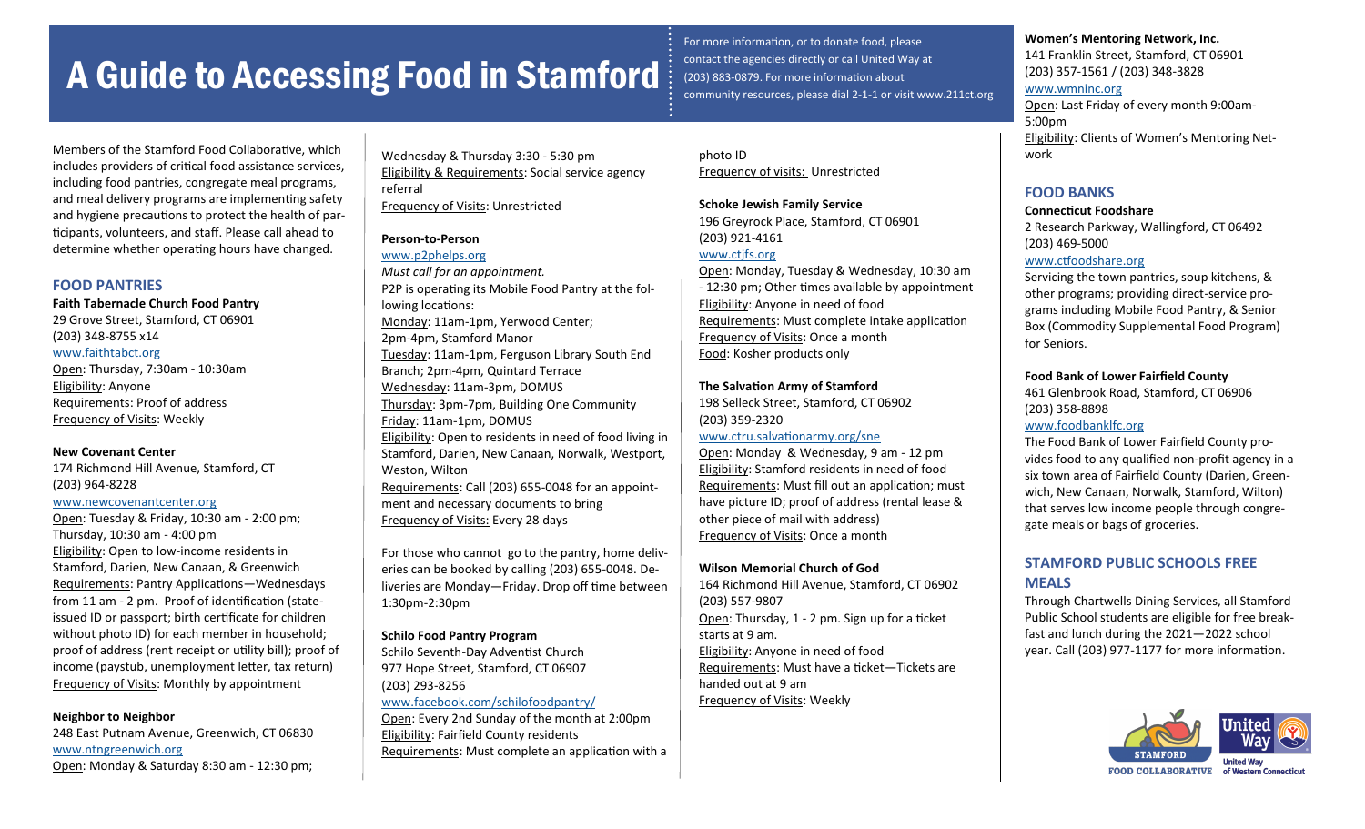# A Guide to Accessing Food in Stamford

For more information, or to donate food, please contact the agencies directly or call United Way at (203) 883-0879. For more information about community resources, please dial 2-1-1 or visit www.211ct.org

Members of the Stamford Food Collaborative, which includes providers of critical food assistance services, including food pantries, congregate meal programs, and meal delivery programs are implementing safety and hygiene precautions to protect the health of participants, volunteers, and staff. Please call ahead to determine whether operating hours have changed.

## FOOD PANTRIES

**Faith Tabernacle Church Food Pantry**
29 Grove Street, Stamford, CT 06901
(203) 348-8755 x14
www.faithtabct.org
Open: Thursday, 7:30am - 10:30am
Eligibility: Anyone
Requirements: Proof of address
Frequency of Visits: Weekly

**New Covenant Center**
174 Richmond Hill Avenue, Stamford, CT
(203) 964-8228
www.newcovenantcenter.org
Open: Tuesday & Friday, 10:30 am - 2:00 pm; Thursday, 10:30 am - 4:00 pm
Eligibility: Open to low-income residents in Stamford, Darien, New Canaan, & Greenwich
Requirements: Pantry Applications—Wednesdays from 11 am - 2 pm. Proof of identification (state-issued ID or passport; birth certificate for children without photo ID) for each member in household; proof of address (rent receipt or utility bill); proof of income (paystub, unemployment letter, tax return)
Frequency of Visits: Monthly by appointment

**Neighbor to Neighbor**
248 East Putnam Avenue, Greenwich, CT 06830
www.ntngreenwich.org
Open: Monday & Saturday 8:30 am - 12:30 pm; Wednesday & Thursday 3:30 - 5:30 pm
Eligibility & Requirements: Social service agency referral
Frequency of Visits: Unrestricted

**Person-to-Person**
www.p2phelps.org
*Must call for an appointment.*
P2P is operating its Mobile Food Pantry at the following locations:
Monday: 11am-1pm, Yerwood Center; 2pm-4pm, Stamford Manor
Tuesday: 11am-1pm, Ferguson Library South End Branch; 2pm-4pm, Quintard Terrace
Wednesday: 11am-3pm, DOMUS
Thursday: 3pm-7pm, Building One Community
Friday: 11am-1pm, DOMUS
Eligibility: Open to residents in need of food living in Stamford, Darien, New Canaan, Norwalk, Westport, Weston, Wilton
Requirements: Call (203) 655-0048 for an appointment and necessary documents to bring
Frequency of Visits: Every 28 days

For those who cannot go to the pantry, home deliveries can be booked by calling (203) 655-0048. Deliveries are Monday—Friday. Drop off time between 1:30pm-2:30pm

**Schilo Food Pantry Program**
Schilo Seventh-Day Adventist Church
977 Hope Street, Stamford, CT 06907
(203) 293-8256
www.facebook.com/schilofoodpantry/
Open: Every 2nd Sunday of the month at 2:00pm
Eligibility: Fairfield County residents
Requirements: Must complete an application with a photo ID
Frequency of visits: Unrestricted

**Schoke Jewish Family Service**
196 Greyrock Place, Stamford, CT 06901
(203) 921-4161
www.ctjfs.org
Open: Monday, Tuesday & Wednesday, 10:30 am - 12:30 pm; Other times available by appointment
Eligibility: Anyone in need of food
Requirements: Must complete intake application
Frequency of Visits: Once a month
Food: Kosher products only

**The Salvation Army of Stamford**
198 Selleck Street, Stamford, CT 06902
(203) 359-2320
www.ctru.salvationarmy.org/sne
Open: Monday & Wednesday, 9 am - 12 pm
Eligibility: Stamford residents in need of food
Requirements: Must fill out an application; must have picture ID; proof of address (rental lease & other piece of mail with address)
Frequency of Visits: Once a month

**Wilson Memorial Church of God**
164 Richmond Hill Avenue, Stamford, CT 06902
(203) 557-9807
Open: Thursday, 1 - 2 pm. Sign up for a ticket starts at 9 am.
Eligibility: Anyone in need of food
Requirements: Must have a ticket—Tickets are handed out at 9 am
Frequency of Visits: Weekly

**Women's Mentoring Network, Inc.**
141 Franklin Street, Stamford, CT 06901
(203) 357-1561 / (203) 348-3828
www.wmninc.org
Open: Last Friday of every month 9:00am-5:00pm
Eligibility: Clients of Women's Mentoring Network

## FOOD BANKS

**Connecticut Foodshare**
2 Research Parkway, Wallingford, CT 06492
(203) 469-5000
www.ctfoodshare.org
Servicing the town pantries, soup kitchens, & other programs; providing direct-service programs including Mobile Food Pantry, & Senior Box (Commodity Supplemental Food Program) for Seniors.

**Food Bank of Lower Fairfield County**
461 Glenbrook Road, Stamford, CT 06906
(203) 358-8898
www.foodbanklfc.org
The Food Bank of Lower Fairfield County provides food to any qualified non-profit agency in a six town area of Fairfield County (Darien, Greenwich, New Canaan, Norwalk, Stamford, Wilton) that serves low income people through congregate meals or bags of groceries.

## STAMFORD PUBLIC SCHOOLS FREE MEALS

Through Chartwells Dining Services, all Stamford Public School students are eligible for free breakfast and lunch during the 2021—2022 school year. Call (203) 977-1177 for more information.

STAMFORD FOOD COLLABORATIVE
United Way of Western Connecticut